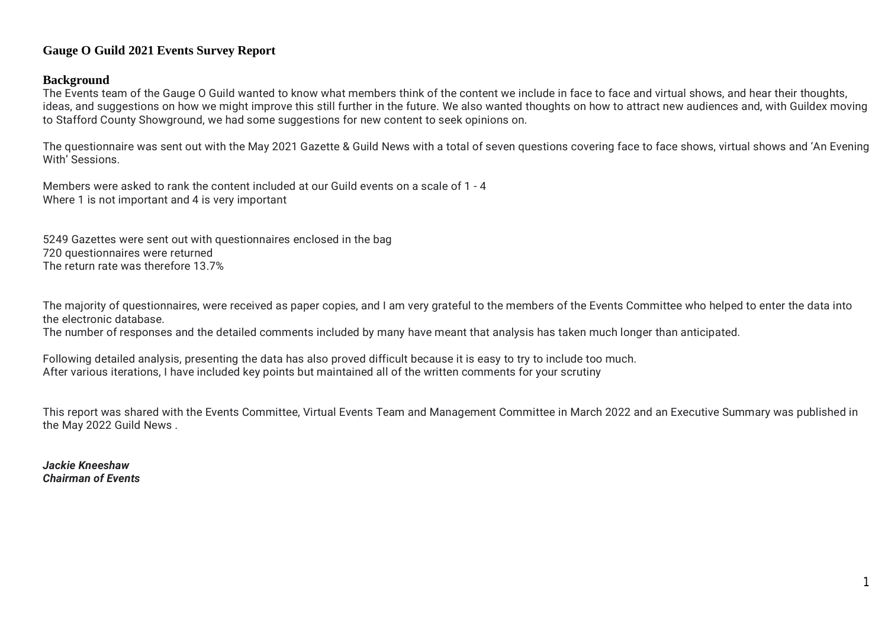# Gauge O Guild 2021 Events Survey Report

## Background

The Events team of the Gauge O Guild wanted to know what members think of the content we include in face to face and virtual shows, and hear their thoughts, ideas, and suggestions on how we might improve this still further in the future. We also wanted thoughts on how to attract new audiences and, with Guildex moving to Stafford County Showground, we had some suggestions for new content to seek opinions on.

The questionnaire was sent out with the May 2021 Gazette & Guild News with a total of seven questions covering face to face shows, virtual shows and 'An Evening With' Sessions.

Members were asked to rank the content included at our Guild events on a scale of 1 - 4
Where 1 is not important and 4 is very important

5249 Gazettes were sent out with questionnaires enclosed in the bag
720 questionnaires were returned
The return rate was therefore 13.7%

The majority of questionnaires, were received as paper copies, and I am very grateful to the members of the Events Committee who helped to enter the data into the electronic database.
The number of responses and the detailed comments included by many have meant that analysis has taken much longer than anticipated.

Following detailed analysis, presenting the data has also proved difficult because it is easy to try to include too much.
After various iterations, I have included key points but maintained all of the written comments for your scrutiny

This report was shared with the Events Committee, Virtual Events Team and Management Committee in March 2022 and an Executive Summary was published in the May 2022 Guild News .

***Jackie Kneeshaw***
***Chairman of Events***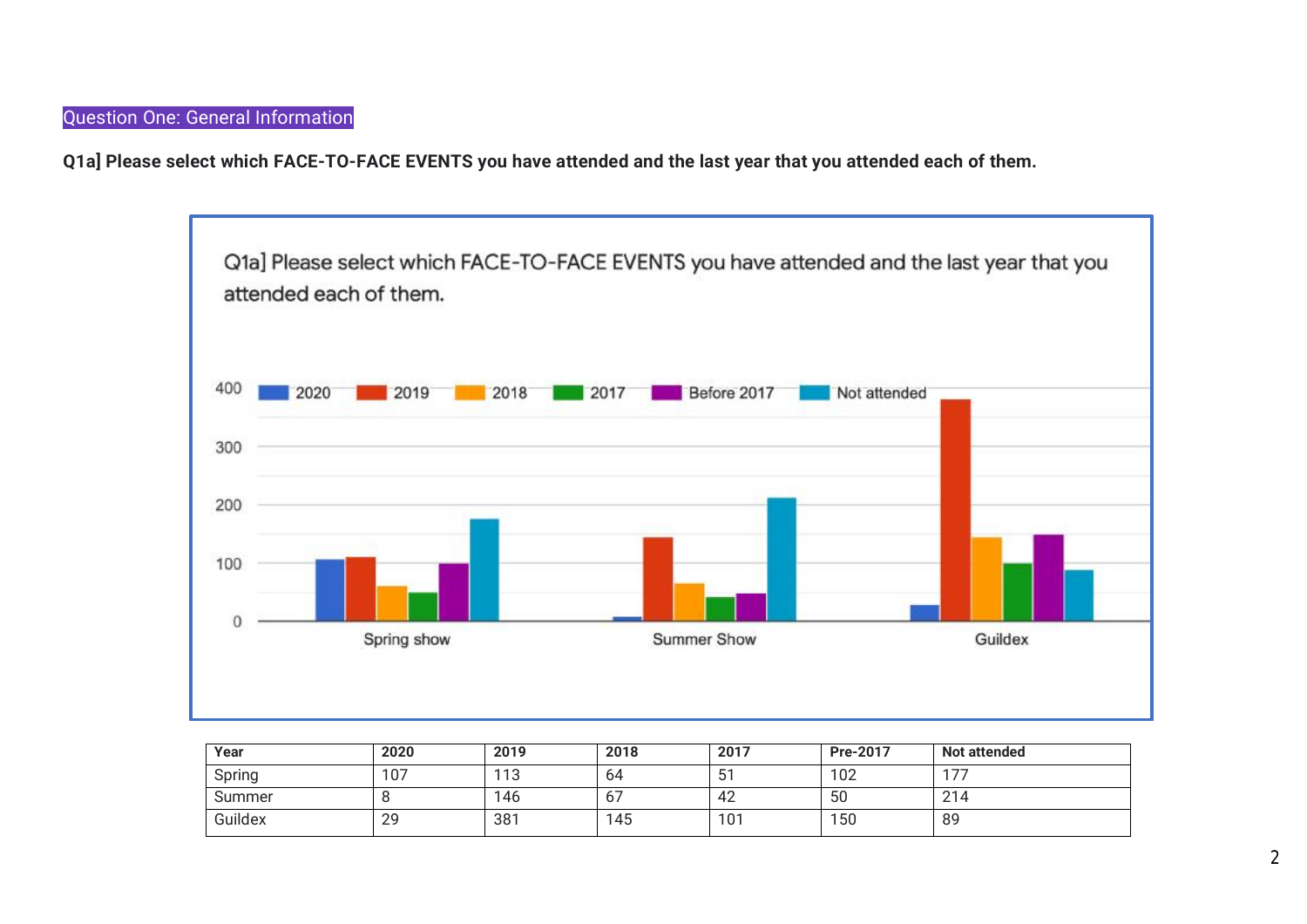## Question One: General Information

**Q1a] Please select which FACE-TO-FACE EVENTS you have attended and the last year that you attended each of them.**

| Year | 2020 | 2019 | 2018 | 2017 | Pre-2017 | Not attended |
|---|---|---|---|---|---|---|
| Spring | 107 | 113 | 64 | 51 | 102 | 177 |
| Summer | 8 | 146 | 67 | 42 | 50 | 214 |
| Guildex | 29 | 381 | 145 | 101 | 150 | 89 |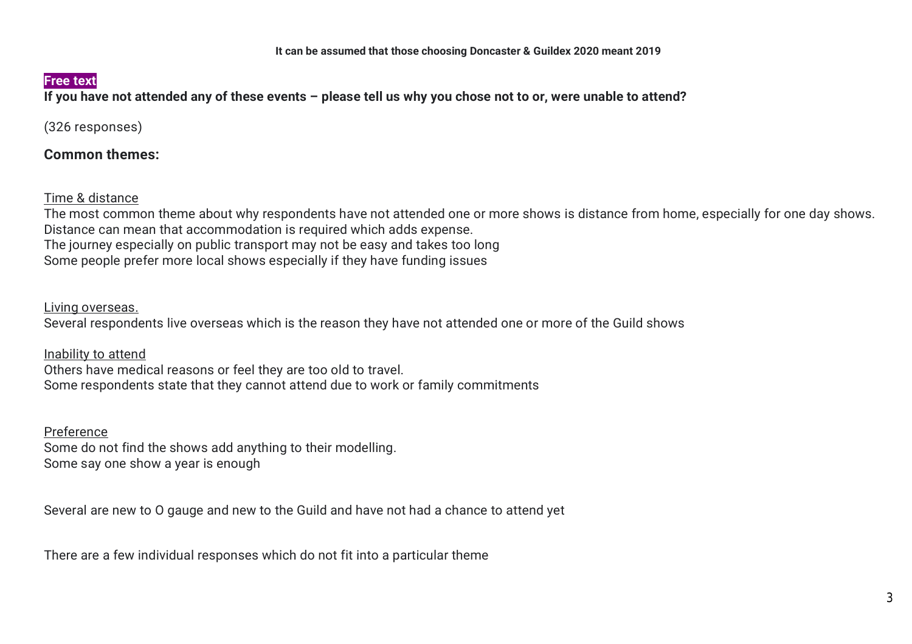**It can be assumed that those choosing Doncaster & Guildex 2020 meant 2019**

**Free text**

**If you have not attended any of these events – please tell us why you chose not to or, were unable to attend?**

(326 responses)

**Common themes:**

Time & distance

The most common theme about why respondents have not attended one or more shows is distance from home, especially for one day shows.
Distance can mean that accommodation is required which adds expense.
The journey especially on public transport may not be easy and takes too long
Some people prefer more local shows especially if they have funding issues

Living overseas.

Several respondents live overseas which is the reason they have not attended one or more of the Guild shows

Inability to attend

Others have medical reasons or feel they are too old to travel.
Some respondents state that they cannot attend due to work or family commitments

Preference

Some do not find the shows add anything to their modelling.
Some say one show a year is enough

Several are new to O gauge and new to the Guild and have not had a chance to attend yet

There are a few individual responses which do not fit into a particular theme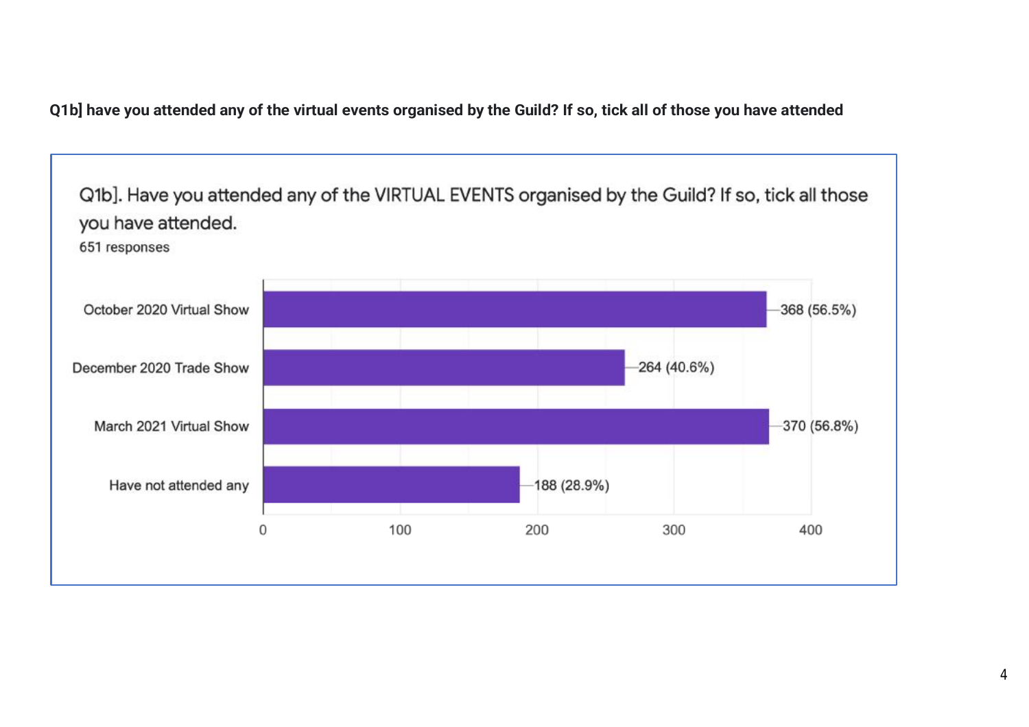**Q1b] have you attended any of the virtual events organised by the Guild? If so, tick all of those you have attended**

Q1b]. Have you attended any of the VIRTUAL EVENTS organised by the Guild? If so, tick all those you have attended.

651 responses

| Event | Responses |
| --- | --- |
| October 2020 Virtual Show | 368 (56.5%) |
| December 2020 Trade Show | 264 (40.6%) |
| March 2021 Virtual Show | 370 (56.8%) |
| Have not attended any | 188 (28.9%) |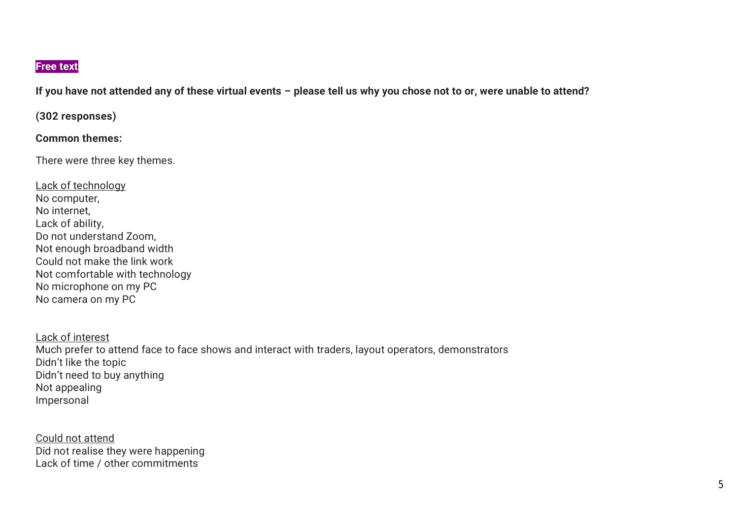**Free text**

**If you have not attended any of these virtual events – please tell us why you chose not to or, were unable to attend?**

**(302 responses)**

**Common themes:**

There were three key themes.

<u>Lack of technology</u>
No computer,
No internet,
Lack of ability,
Do not understand Zoom,
Not enough broadband width
Could not make the link work
Not comfortable with technology
No microphone on my PC
No camera on my PC

<u>Lack of interest</u>
Much prefer to attend face to face shows and interact with traders, layout operators, demonstrators
Didn't like the topic
Didn't need to buy anything
Not appealing
Impersonal

<u>Could not attend</u>
Did not realise they were happening
Lack of time / other commitments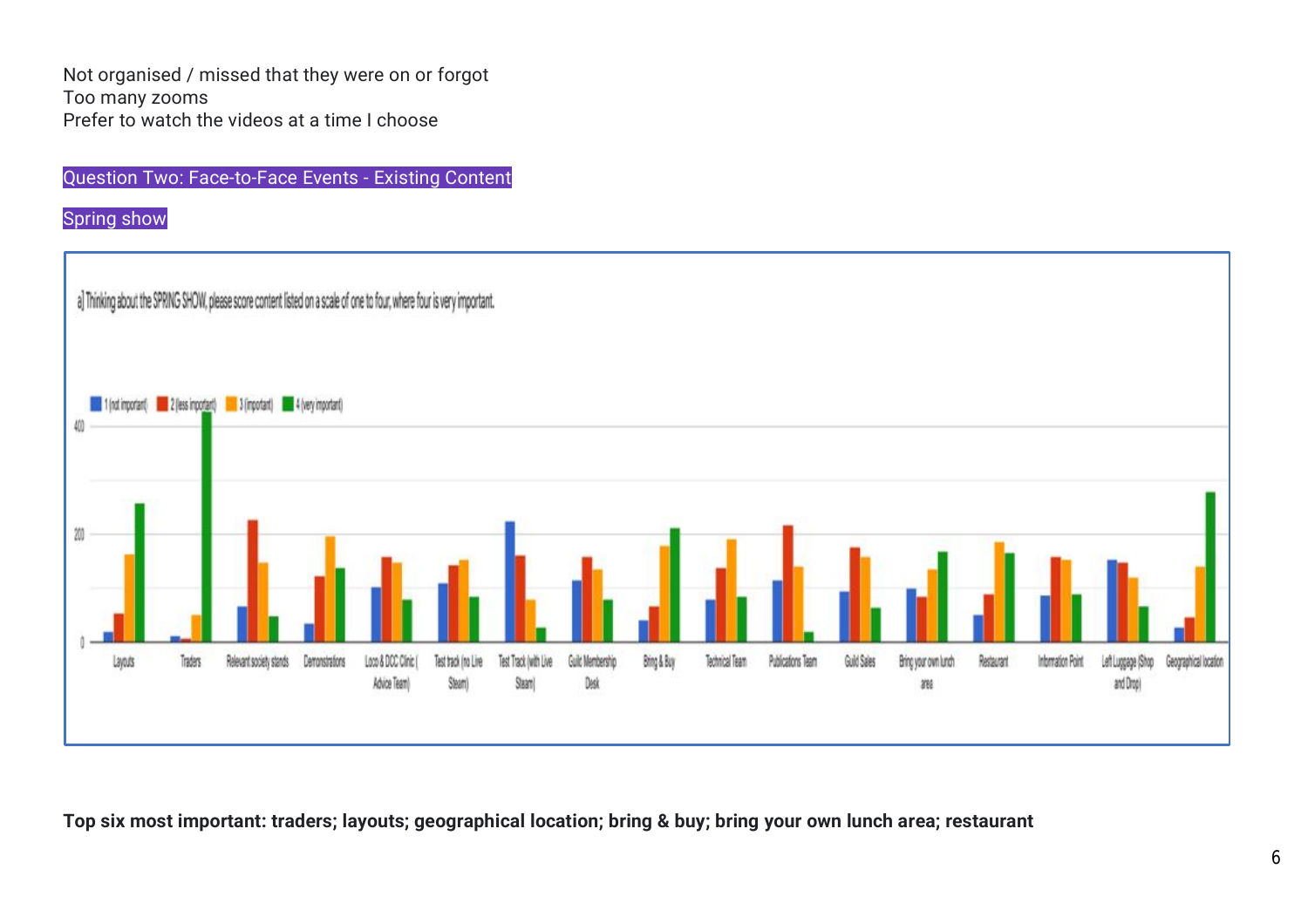Not organised / missed that they were on or forgot
Too many zooms
Prefer to watch the videos at a time I choose

## Question Two: Face-to-Face Events - Existing Content

### Spring show

a) Thinking about the SPRING SHOW, please score content listed on a scale of one to four, where four is very important.

1 (not important) | 2 (less important) | 3 (important) | 4 (very important)

Layouts, Traders, Relevant society stands, Demonstrations, Loco & DCC Clinic (Advice Team), Test track (no Live Steam), Test Track (with Live Steam), Guild Membership Desk, Bring & Buy, Technical Team, Publications Team, Guild Sales, Bring your own lunch area, Restaurant, Information Point, Left Luggage (Shop and Drop), Geographical location

**Top six most important: traders; layouts; geographical location; bring & buy; bring your own lunch area; restaurant**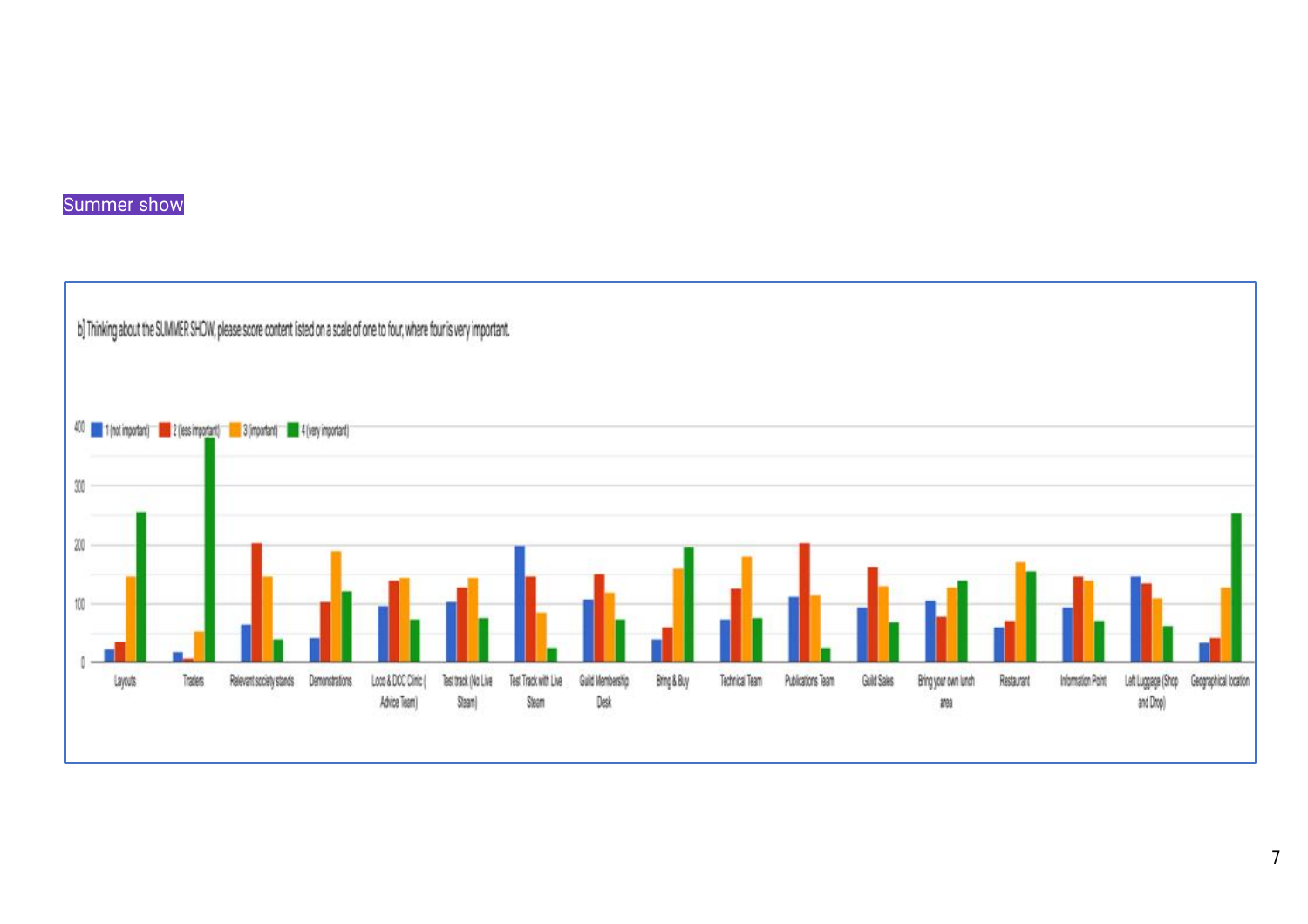Summer show

b) Thinking about the SUMMER SHOW, please score content listed on a scale of one to four, where four is very important.

1 (not important) | 2 (less important) | 3 (important) | 4 (very important)

400
300
200
100
0

Layouts | Traders | Relevent society stands | Demonstrations | Loco & DCC Clinic ( Advice Team) | Test track (No Live Steam) | Test Track with Live Steam | Guild Membership Desk | Bring & Buy | Technical Team | Publications Team | Guild Sales | Bring your own lunch area | Restaurant | Information Point | Left Luggage (Shop and Drop) | Geographical location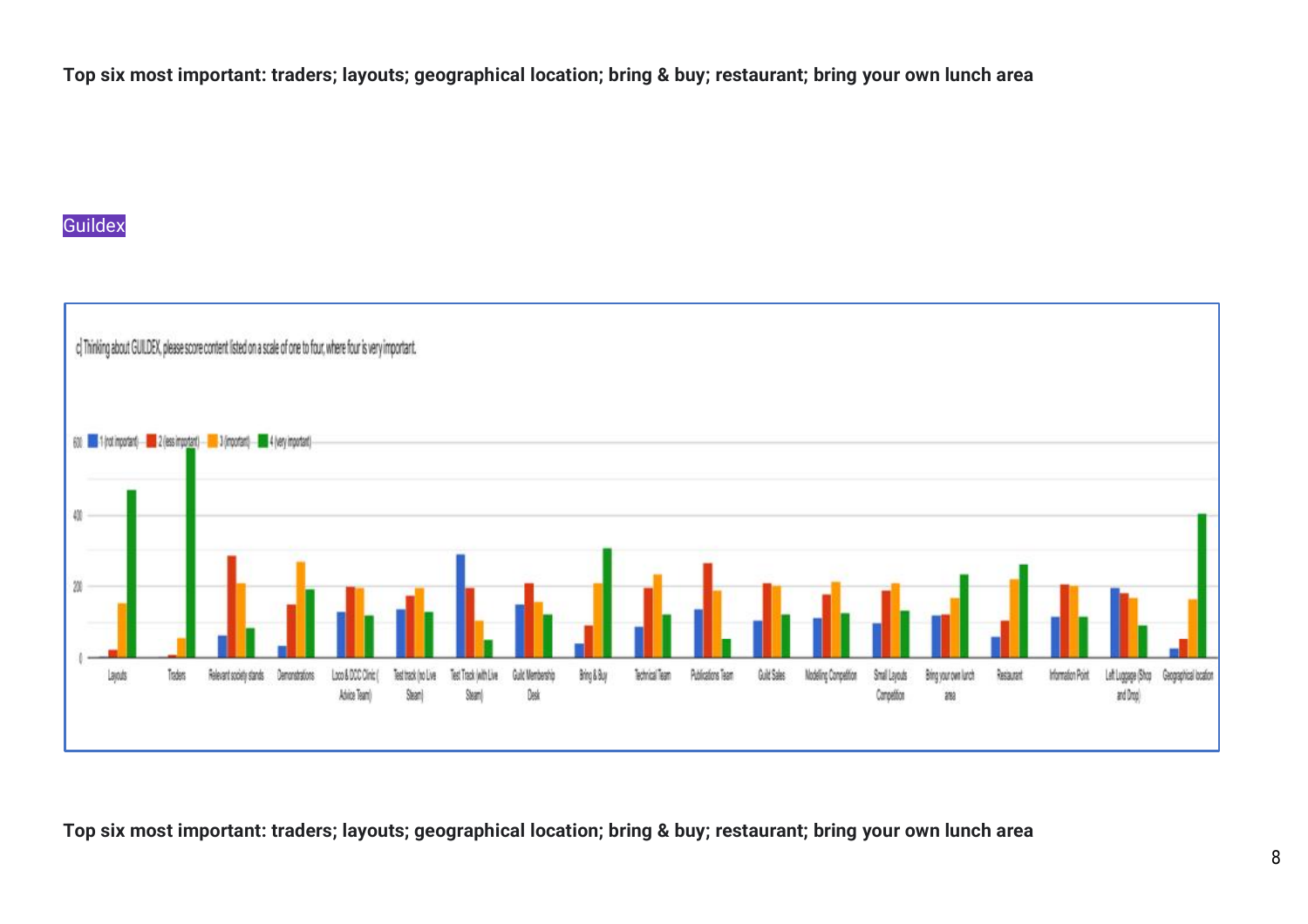**Top six most important: traders; layouts; geographical location; bring & buy; restaurant; bring your own lunch area**

Guildex

c] Thinking about GUILDEX, please score content listed on a scale of one to four, where four is very important.

**Top six most important: traders; layouts; geographical location; bring & buy; restaurant; bring your own lunch area**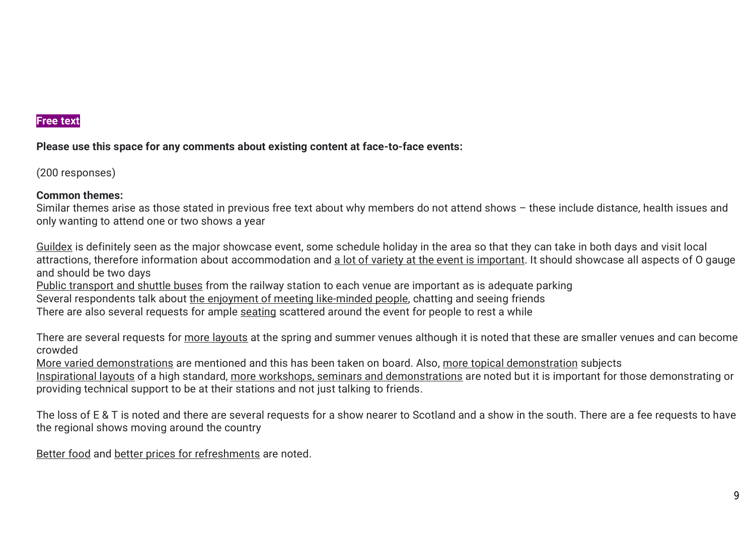**Free text**

**Please use this space for any comments about existing content at face-to-face events:**

(200 responses)

**Common themes:**
Similar themes arise as those stated in previous free text about why members do not attend shows – these include distance, health issues and only wanting to attend one or two shows a year

Guildex is definitely seen as the major showcase event, some schedule holiday in the area so that they can take in both days and visit local attractions, therefore information about accommodation and a lot of variety at the event is important. It should showcase all aspects of O gauge and should be two days
Public transport and shuttle buses from the railway station to each venue are important as is adequate parking
Several respondents talk about the enjoyment of meeting like-minded people, chatting and seeing friends
There are also several requests for ample seating scattered around the event for people to rest a while

There are several requests for more layouts at the spring and summer venues although it is noted that these are smaller venues and can become crowded
More varied demonstrations are mentioned and this has been taken on board. Also, more topical demonstration subjects
Inspirational layouts of a high standard, more workshops, seminars and demonstrations are noted but it is important for those demonstrating or providing technical support to be at their stations and not just talking to friends.

The loss of E & T is noted and there are several requests for a show nearer to Scotland and a show in the south. There are a fee requests to have the regional shows moving around the country

Better food and better prices for refreshments are noted.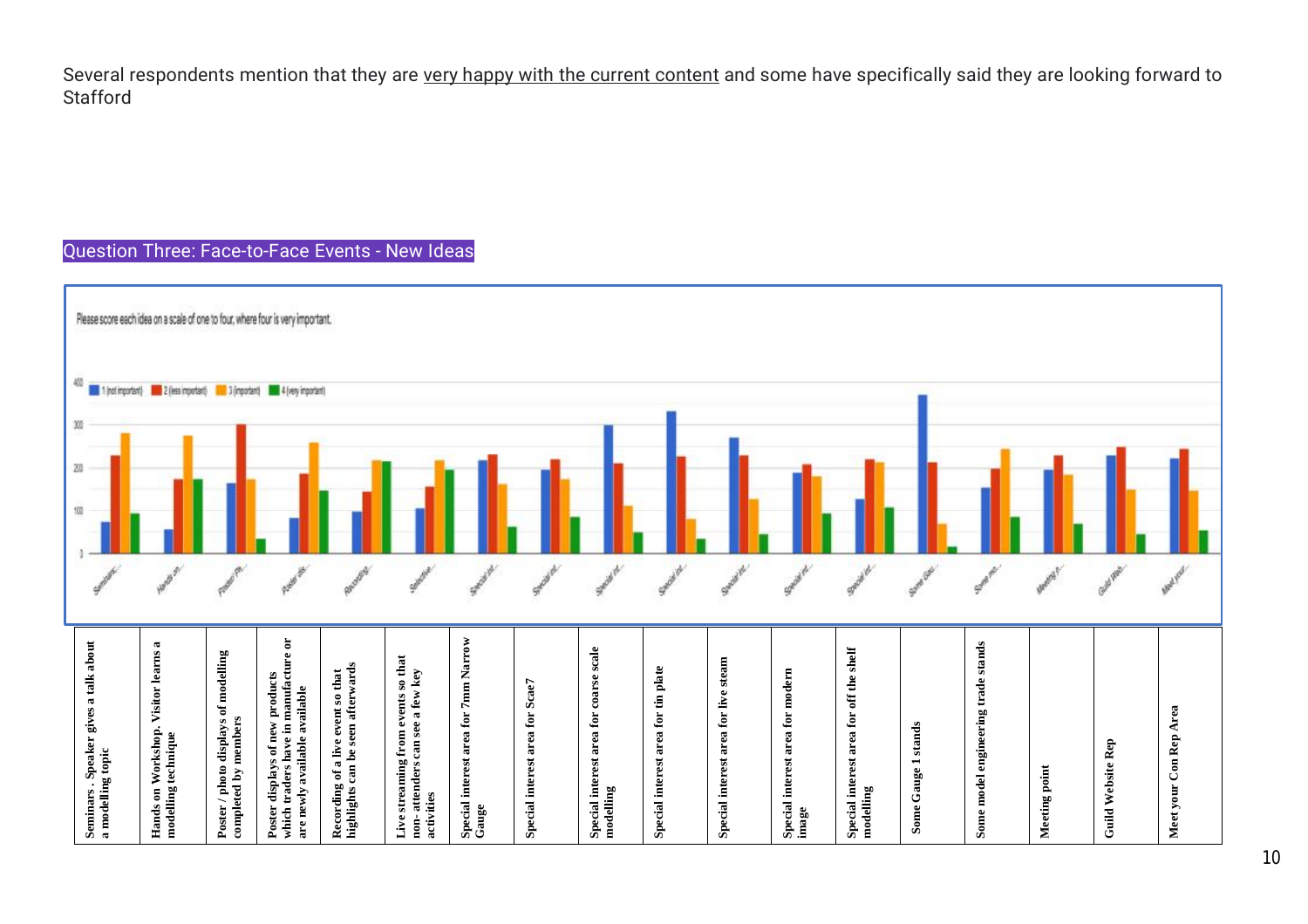Several respondents mention that they are very happy with the current content and some have specifically said they are looking forward to Stafford

## Question Three: Face-to-Face Events - New Ideas

Please score each idea on a scale of one to four, where four is very important.

| Seminars . Speaker gives a talk about a modelling topic | Hands on Workshop. Visitor learns a modelling technique | Poster / photo displays of modelling completed by members | Poster displays of new products which traders have in manufacture or are newly available available | Recording of a live event so that highlights can be seen afterwards | Live streaming from events so that non- attenders can see a few key activities | Special interest area for 7mm Narrow Gauge | Special interest area for Scae7 | Special interest area for coarse scale modelling | Special interest area for tin plate | Special interest area for live steam | Special interest area for modern image | Special interest area for off the shelf modelling | Some Gauge 1 stands | Some model engineering trade stands | Meeting point | Guild Website Rep | Meet your Con Rep Area |
|---|---|---|---|---|---|---|---|---|---|---|---|---|---|---|---|---|---|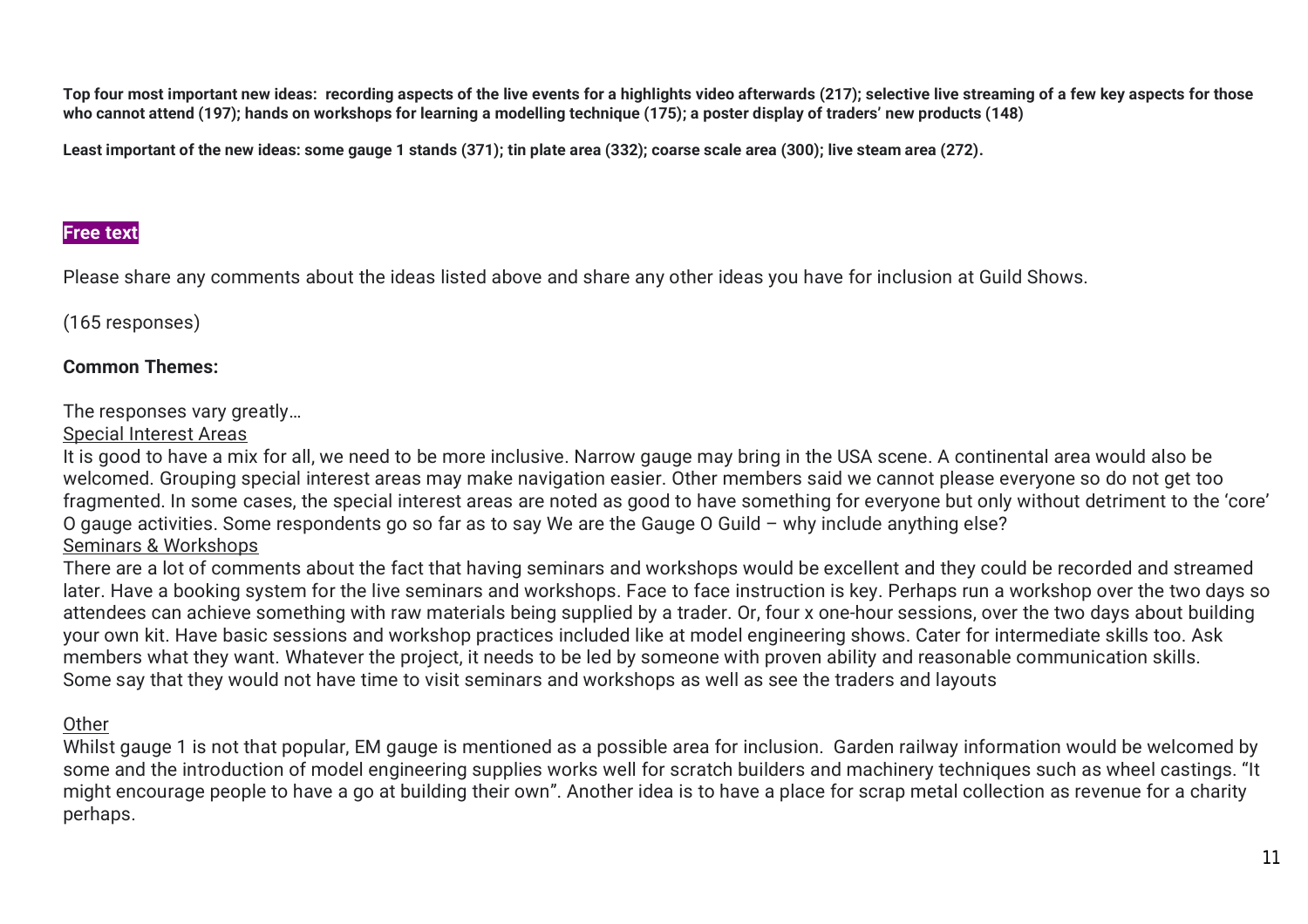**Top four most important new ideas: recording aspects of the live events for a highlights video afterwards (217); selective live streaming of a few key aspects for those who cannot attend (197); hands on workshops for learning a modelling technique (175); a poster display of traders' new products (148)**

**Least importamt of the new ideas: some gauge 1 stands (371); tin plate area (332); coarse scale area (300); live steam area (272).**

## Free text

Please share any comments about the ideas listed above and share any other ideas you have for inclusion at Guild Shows.

(165 responses)

**Common Themes:**

The responses vary greatly…

Special Interest Areas

It is good to have a mix for all, we need to be more inclusive. Narrow gauge may bring in the USA scene. A continental area would also be welcomed. Grouping special interest areas may make navigation easier. Other members said we cannot please everyone so do not get too fragmented. In some cases, the special interest areas are noted as good to have something for everyone but only without detriment to the 'core' O gauge activities. Some respondents go so far as to say We are the Gauge O Guild – why include anything else?

Seminars & Workshops

There are a lot of comments about the fact that having seminars and workshops would be excellent and they could be recorded and streamed later. Have a booking system for the live seminars and workshops. Face to face instruction is key. Perhaps run a workshop over the two days so attendees can achieve something with raw materials being supplied by a trader. Or, four x one-hour sessions, over the two days about building your own kit. Have basic sessions and workshop practices included like at model engineering shows. Cater for intermediate skills too. Ask members what they want. Whatever the project, it needs to be led by someone with proven ability and reasonable communication skills. Some say that they would not have time to visit seminars and workshops as well as see the traders and layouts

Other

Whilst gauge 1 is not that popular, EM gauge is mentioned as a possible area for inclusion. Garden railway information would be welcomed by some and the introduction of model engineering supplies works well for scratch builders and machinery techniques such as wheel castings. "It might encourage people to have a go at building their own". Another idea is to have a place for scrap metal collection as revenue for a charity perhaps.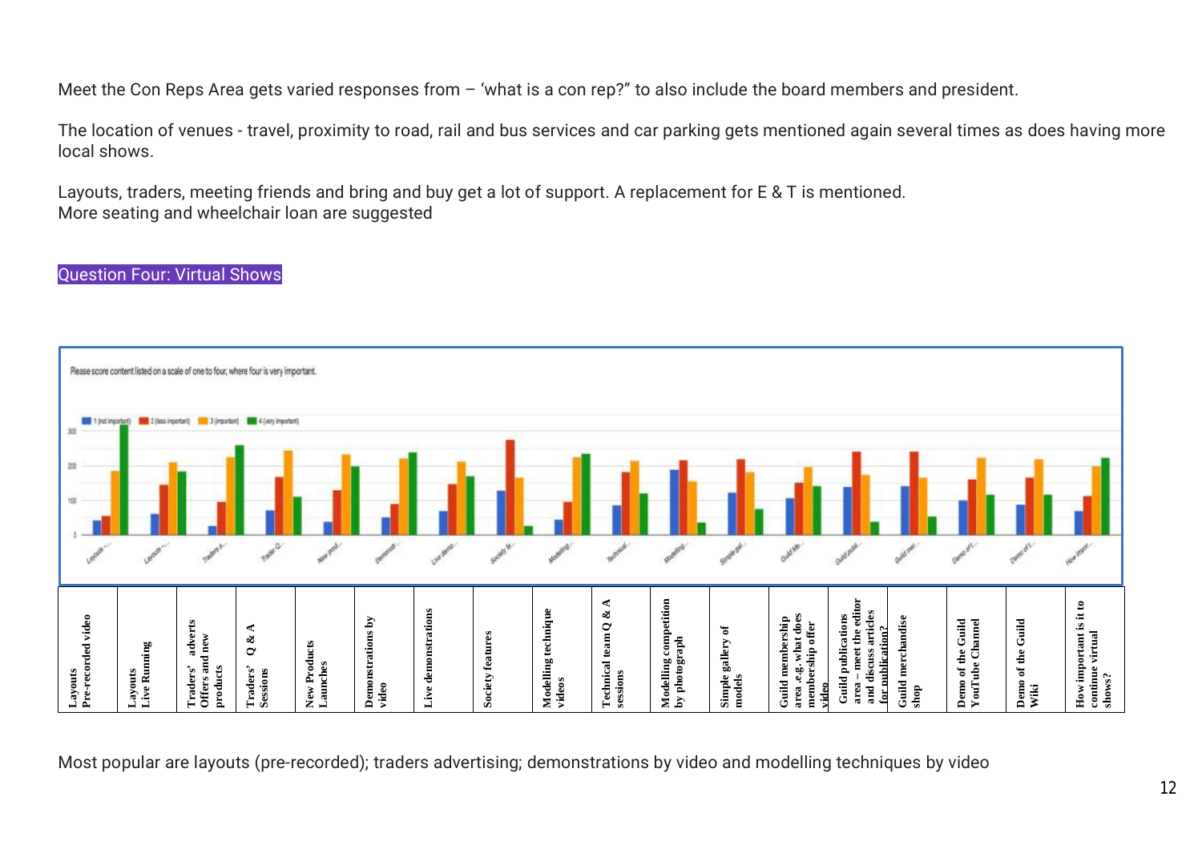Meet the Con Reps Area gets varied responses from – 'what is a con rep?" to also include the board members and president.

The location of venues - travel, proximity to road, rail and bus services and car parking gets mentioned again several times as does having more local shows.

Layouts, traders, meeting friends and bring and buy get a lot of support. A replacement for E & T is mentioned.
More seating and wheelchair loan are suggested

## Question Four: Virtual Shows

Please score content listed on a scale of one to four, where four is very important.

| Layouts Pre-recorded video | Layouts Live Running | Traders' adverts Offers and new products | Traders' Q & A Sessions | New Products Launches | Demonstrations by video | Live demonstrations | Society features | Modelling technique videos | Technical team Q & A sessions | Modelling competition by photograph | Simple gallery of models | Guild membership area .e.g. what does membership offer video | Guild publications area – meet the editor and discuss articles for publication? | Guild merchandise shop | Demo of the Guild YouTube Channel | Demo of the Guild Wiki | How important is it to continue virtual shows? |
|---|---|---|---|---|---|---|---|---|---|---|---|---|---|---|---|---|---|

Most popular are layouts (pre-recorded); traders advertising; demonstrations by video and modelling techniques by video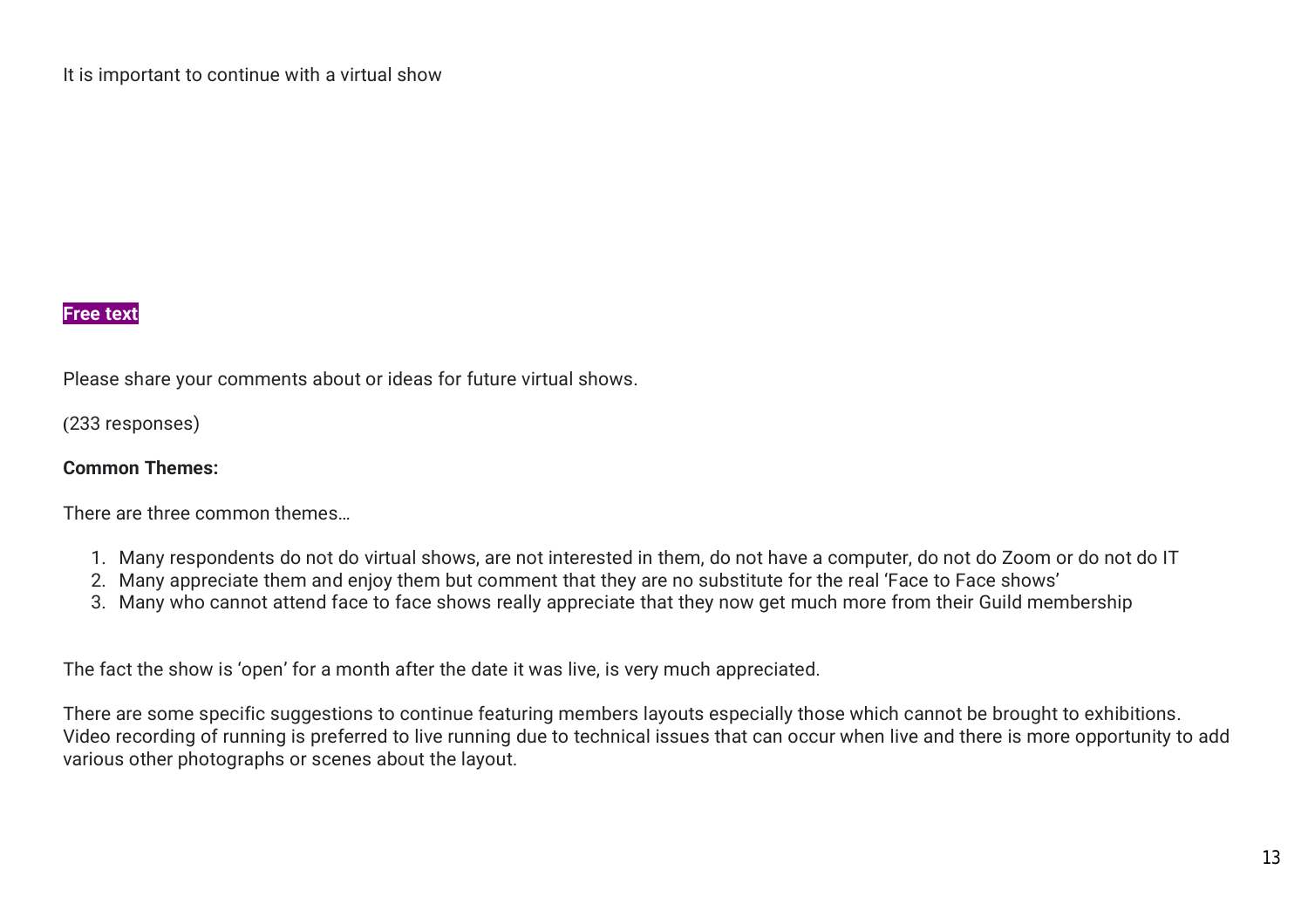It is important to continue with a virtual show

**Free text**

Please share your comments about or ideas for future virtual shows.

(233 responses)

**Common Themes:**

There are three common themes…

1. Many respondents do not do virtual shows, are not interested in them, do not have a computer, do not do Zoom or do not do IT
2. Many appreciate them and enjoy them but comment that they are no substitute for the real 'Face to Face shows'
3. Many who cannot attend face to face shows really appreciate that they now get much more from their Guild membership

The fact the show is 'open' for a month after the date it was live, is very much appreciated.

There are some specific suggestions to continue featuring members layouts especially those which cannot be brought to exhibitions. Video recording of running is preferred to live running due to technical issues that can occur when live and there is more opportunity to add various other photographs or scenes about the layout.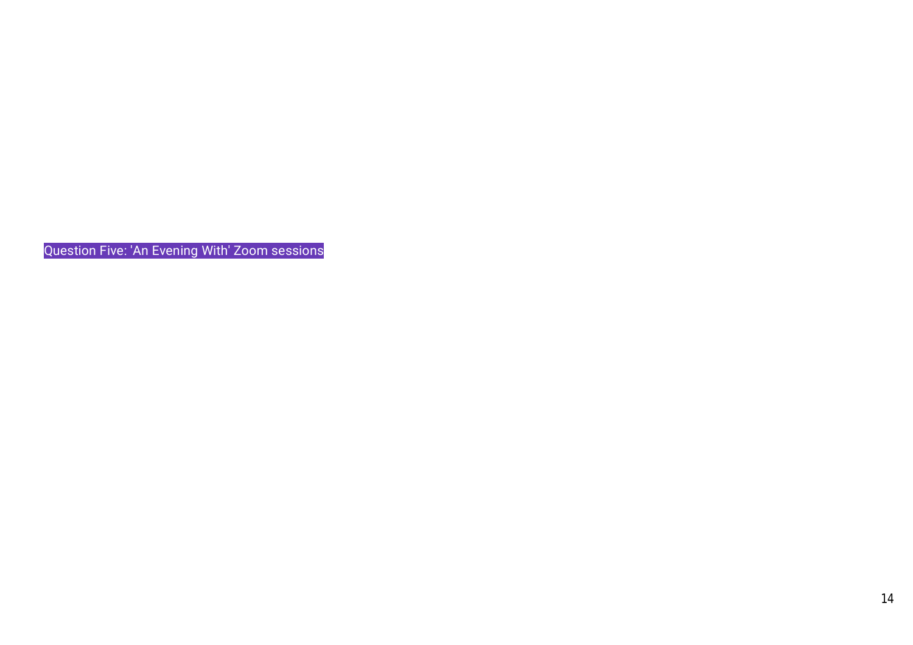## Question Five: 'An Evening With' Zoom sessions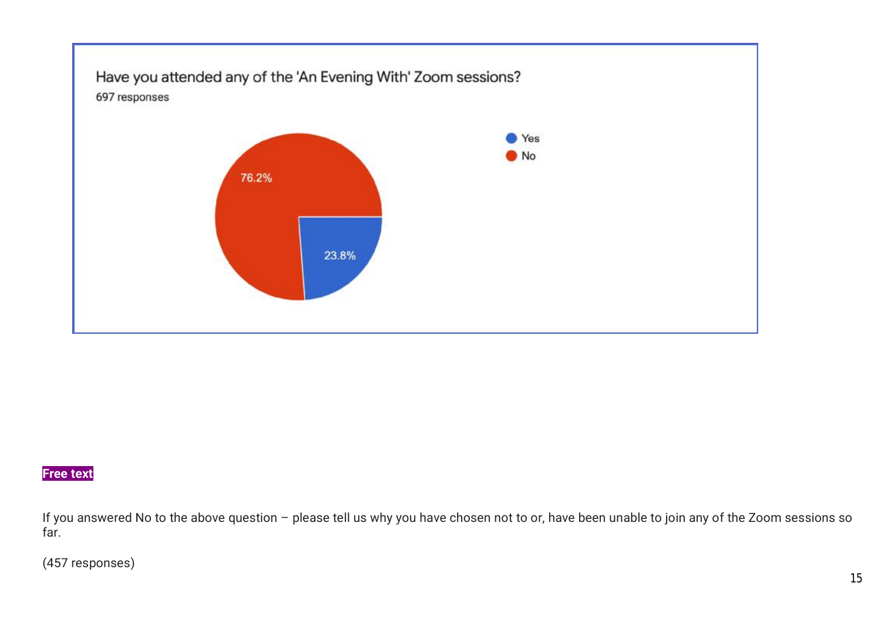Have you attended any of the 'An Evening With' Zoom sessions?

697 responses

| Response | Percentage |
| --- | --- |
| Yes | 23.8% |
| No | 76.2% |

**Free text**

If you answered No to the above question – please tell us why you have chosen not to or, have been unable to join any of the Zoom sessions so far.

(457 responses)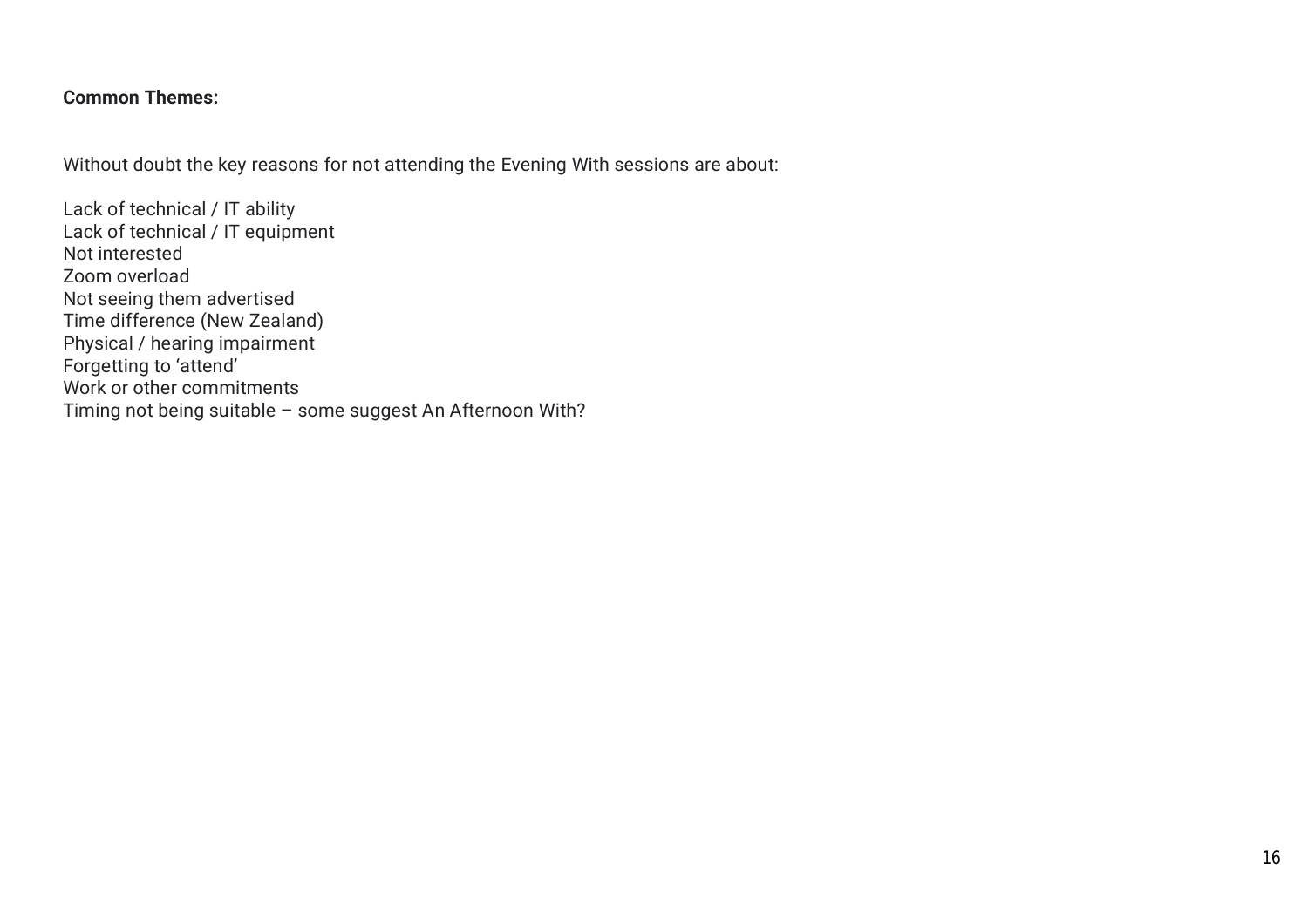**Common Themes:**

Without doubt the key reasons for not attending the Evening With sessions are about:

Lack of technical / IT ability
Lack of technical / IT equipment
Not interested
Zoom overload
Not seeing them advertised
Time difference (New Zealand)
Physical / hearing impairment
Forgetting to 'attend'
Work or other commitments
Timing not being suitable – some suggest An Afternoon With?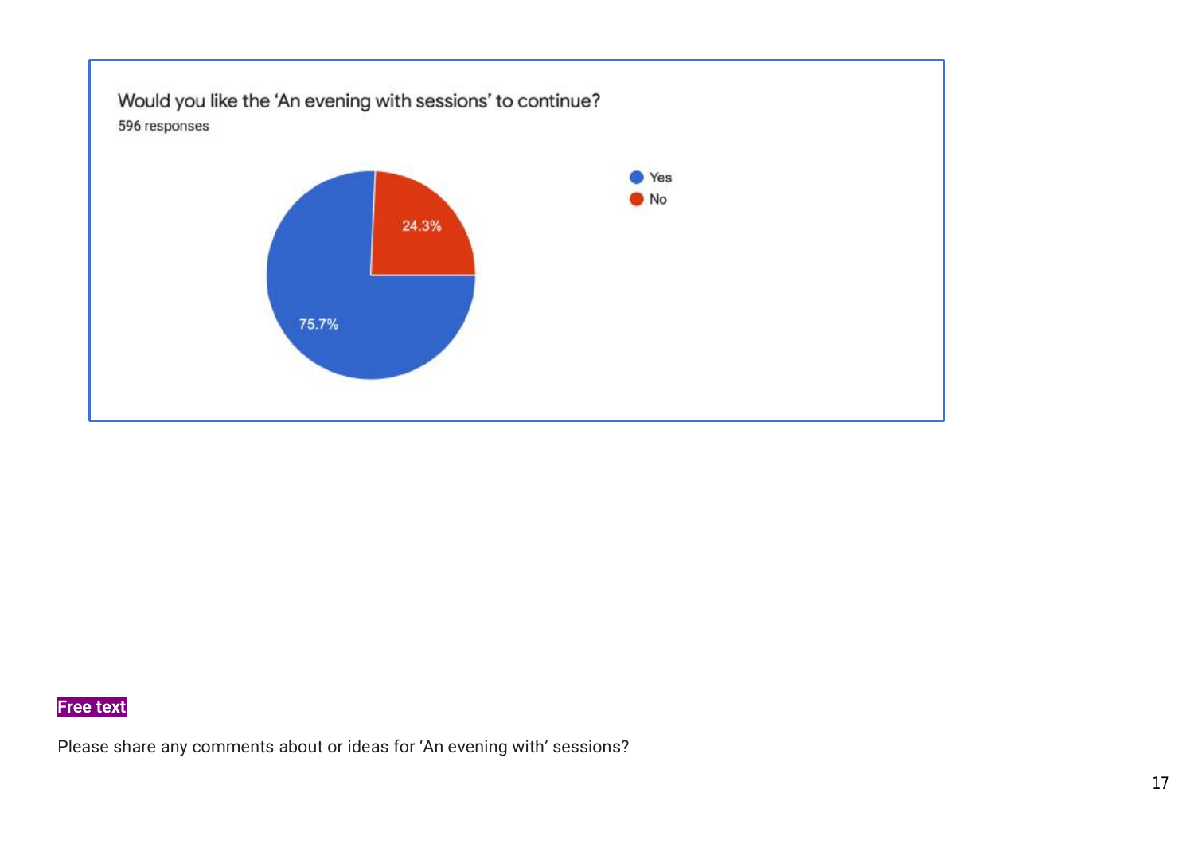Would you like the 'An evening with sessions' to continue?

596 responses

| Response | Percentage |
| --- | --- |
| Yes | 75.7% |
| No | 24.3% |

**Free text**

Please share any comments about or ideas for 'An evening with' sessions?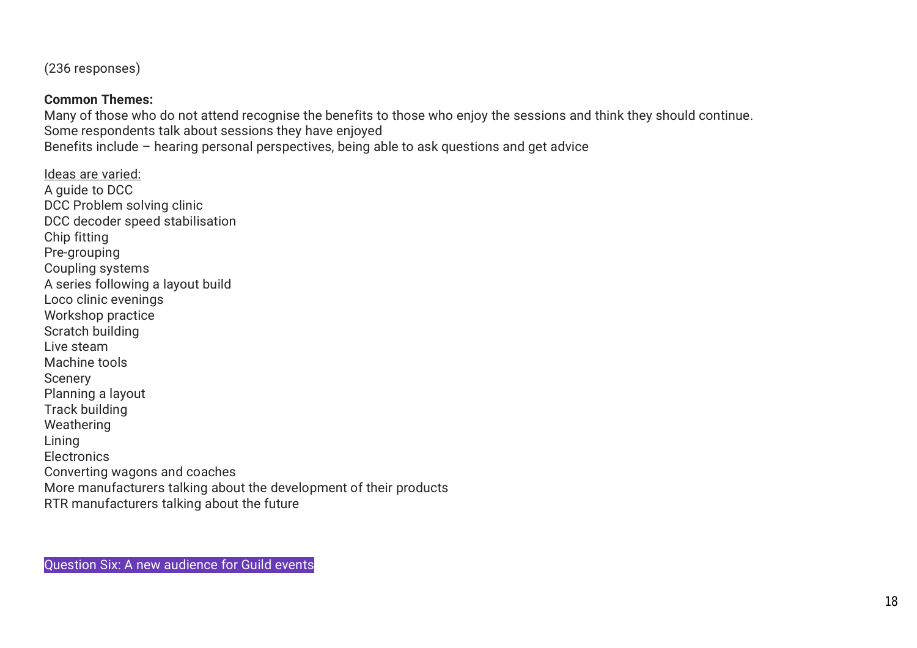(236 responses)

**Common Themes:**
Many of those who do not attend recognise the benefits to those who enjoy the sessions and think they should continue.
Some respondents talk about sessions they have enjoyed
Benefits include – hearing personal perspectives, being able to ask questions and get advice

<u>Ideas are varied:</u>
A guide to DCC
DCC Problem solving clinic
DCC decoder speed stabilisation
Chip fitting
Pre-grouping
Coupling systems
A series following a layout build
Loco clinic evenings
Workshop practice
Scratch building
Live steam
Machine tools
Scenery
Planning a layout
Track building
Weathering
Lining
Electronics
Converting wagons and coaches
More manufacturers talking about the development of their products
RTR manufacturers talking about the future

## Question Six: A new audience for Guild events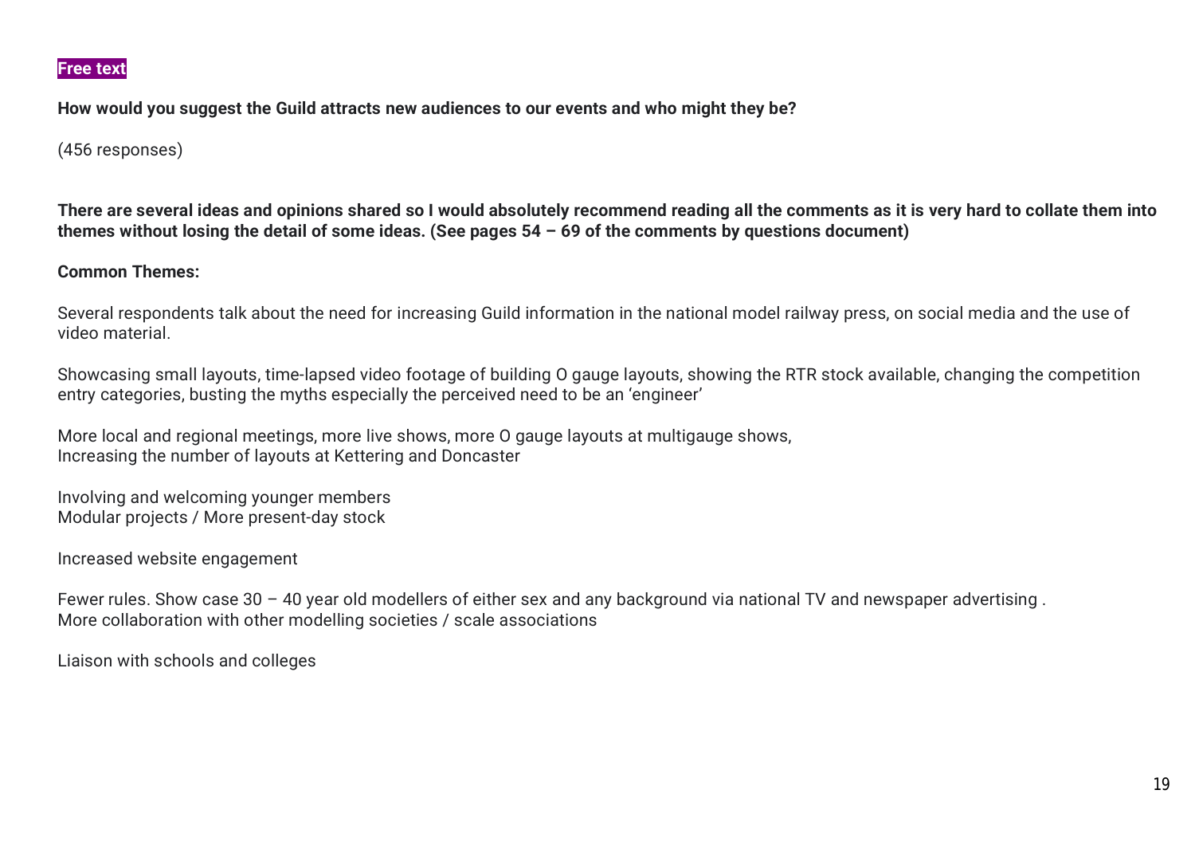**Free text**

**How would you suggest the Guild attracts new audiences to our events and who might they be?**

(456 responses)

**There are several ideas and opinions shared so I would absolutely recommend reading all the comments as it is very hard to collate them into themes without losing the detail of some ideas. (See pages 54 – 69 of the comments by questions document)**

**Common Themes:**

Several respondents talk about the need for increasing Guild information in the national model railway press, on social media and the use of video material.

Showcasing small layouts, time-lapsed video footage of building O gauge layouts, showing the RTR stock available, changing the competition entry categories, busting the myths especially the perceived need to be an 'engineer'

More local and regional meetings, more live shows, more O gauge layouts at multigauge shows,
Increasing the number of layouts at Kettering and Doncaster

Involving and welcoming younger members
Modular projects / More present-day stock

Increased website engagement

Fewer rules. Show case 30 – 40 year old modellers of either sex and any background via national TV and newspaper advertising .
More collaboration with other modelling societies / scale associations

Liaison with schools and colleges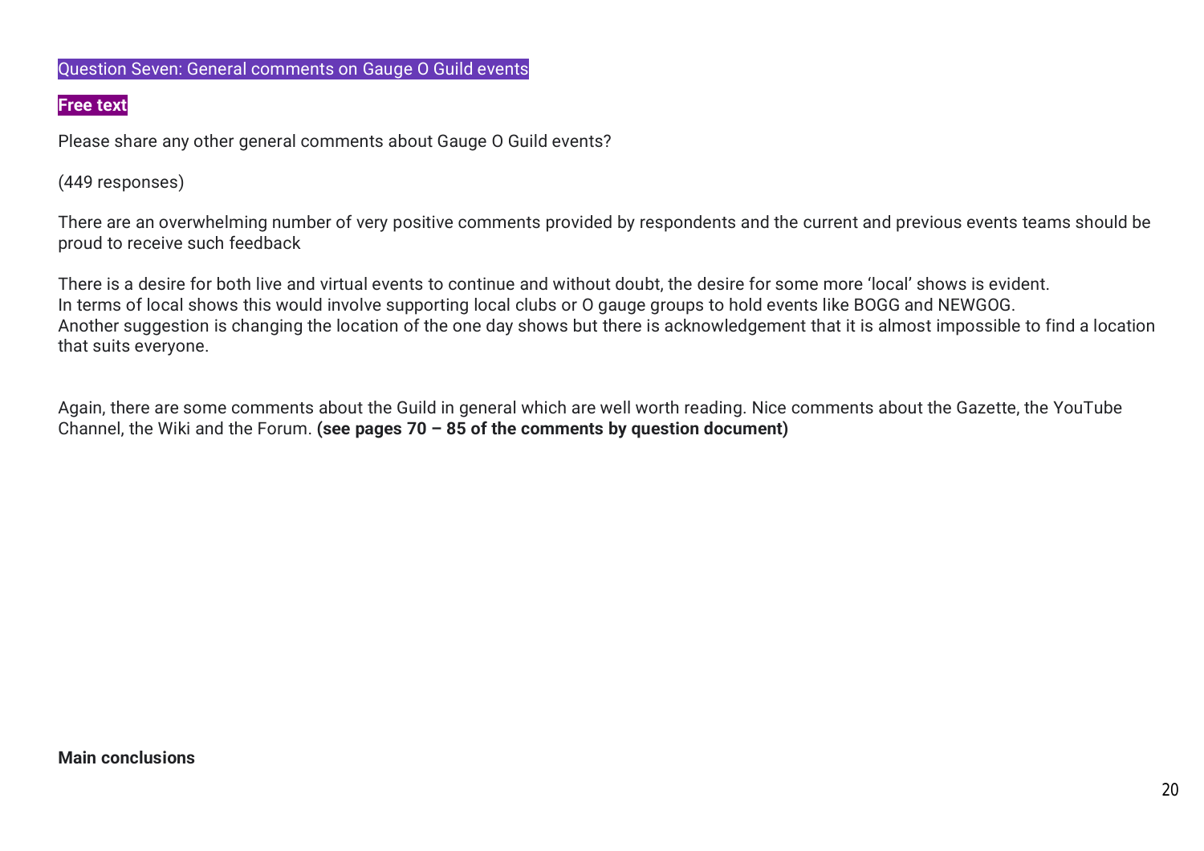### Question Seven: General comments on Gauge O Guild events

**Free text**

Please share any other general comments about Gauge O Guild events?

(449 responses)

There are an overwhelming number of very positive comments provided by respondents and the current and previous events teams should be proud to receive such feedback

There is a desire for both live and virtual events to continue and without doubt, the desire for some more 'local' shows is evident.
In terms of local shows this would involve supporting local clubs or O gauge groups to hold events like BOGG and NEWGOG.
Another suggestion is changing the location of the one day shows but there is acknowledgement that it is almost impossible to find a location that suits everyone.

Again, there are some comments about the Guild in general which are well worth reading. Nice comments about the Gazette, the YouTube Channel, the Wiki and the Forum. **(see pages 70 – 85 of the comments by question document)**

**Main conclusions**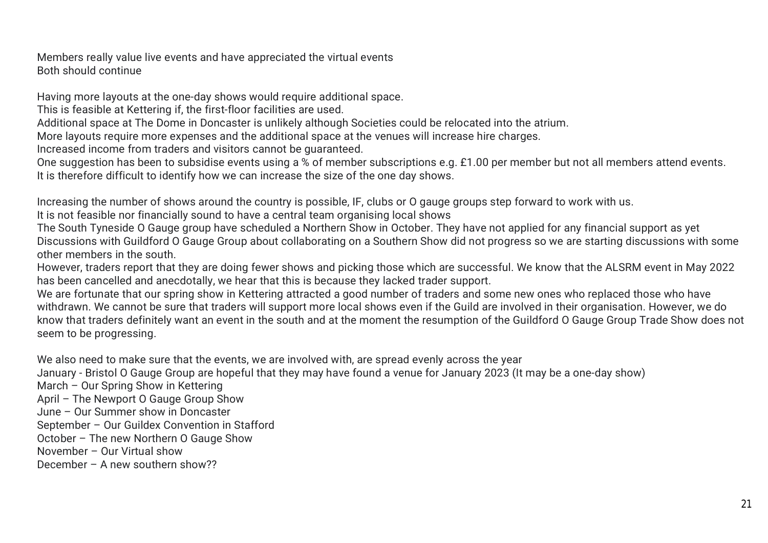Members really value live events and have appreciated the virtual events
Both should continue

Having more layouts at the one-day shows would require additional space.
This is feasible at Kettering if, the first-floor facilities are used.
Additional space at The Dome in Doncaster is unlikely although Societies could be relocated into the atrium.
More layouts require more expenses and the additional space at the venues will increase hire charges.
Increased income from traders and visitors cannot be guaranteed.
One suggestion has been to subsidise events using a % of member subscriptions e.g. £1.00 per member but not all members attend events.
It is therefore difficult to identify how we can increase the size of the one day shows.

Increasing the number of shows around the country is possible, IF, clubs or O gauge groups step forward to work with us.
It is not feasible nor financially sound to have a central team organising local shows
The South Tyneside O Gauge group have scheduled a Northern Show in October. They have not applied for any financial support as yet
Discussions with Guildford O Gauge Group about collaborating on a Southern Show did not progress so we are starting discussions with some other members in the south.
However, traders report that they are doing fewer shows and picking those which are successful. We know that the ALSRM event in May 2022 has been cancelled and anecdotally, we hear that this is because they lacked trader support.
We are fortunate that our spring show in Kettering attracted a good number of traders and some new ones who replaced those who have withdrawn. We cannot be sure that traders will support more local shows even if the Guild are involved in their organisation. However, we do know that traders definitely want an event in the south and at the moment the resumption of the Guildford O Gauge Group Trade Show does not seem to be progressing.

We also need to make sure that the events, we are involved with, are spread evenly across the year
January - Bristol O Gauge Group are hopeful that they may have found a venue for January 2023 (It may be a one-day show)
March – Our Spring Show in Kettering
April – The Newport O Gauge Group Show
June – Our Summer show in Doncaster
September – Our Guildex Convention in Stafford
October – The new Northern O Gauge Show
November – Our Virtual show
December – A new southern show??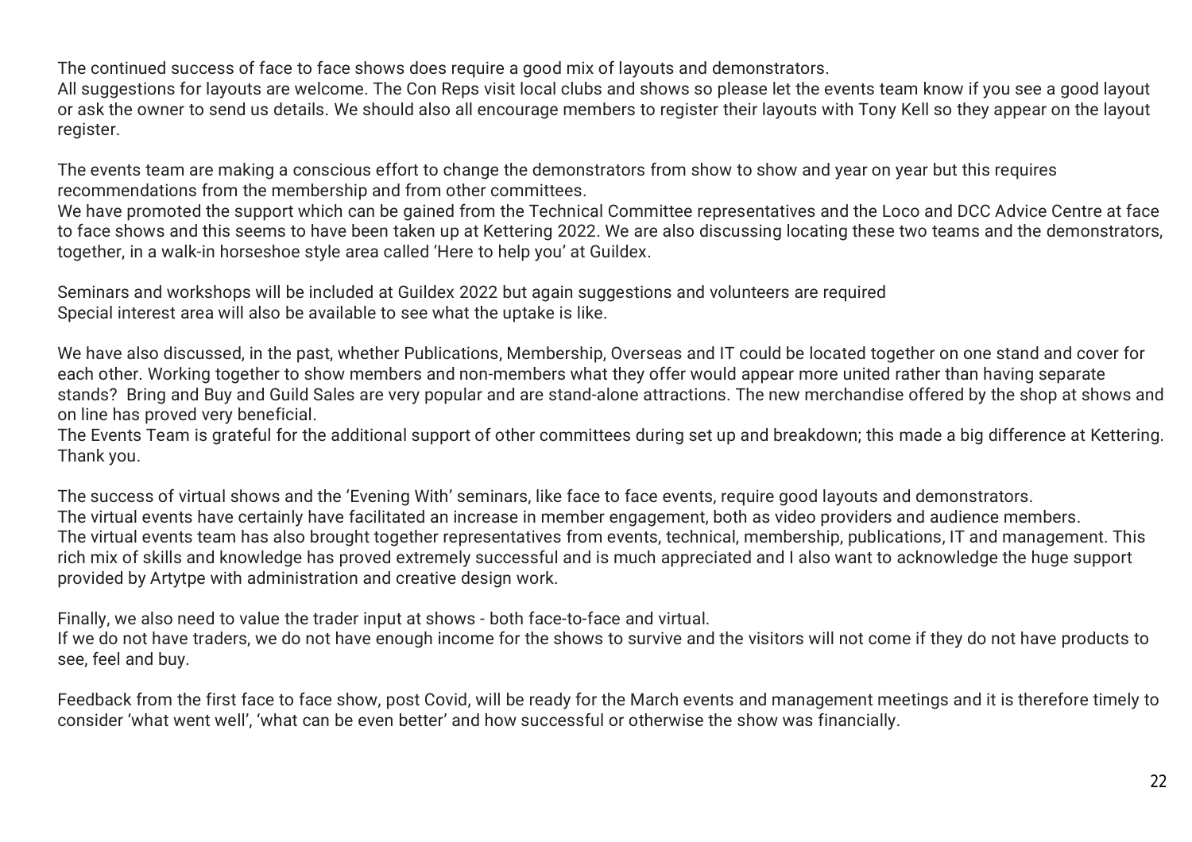The continued success of face to face shows does require a good mix of layouts and demonstrators.
All suggestions for layouts are welcome. The Con Reps visit local clubs and shows so please let the events team know if you see a good layout or ask the owner to send us details. We should also all encourage members to register their layouts with Tony Kell so they appear on the layout register.

The events team are making a conscious effort to change the demonstrators from show to show and year on year but this requires recommendations from the membership and from other committees.
We have promoted the support which can be gained from the Technical Committee representatives and the Loco and DCC Advice Centre at face to face shows and this seems to have been taken up at Kettering 2022. We are also discussing locating these two teams and the demonstrators, together, in a walk-in horseshoe style area called 'Here to help you' at Guildex.

Seminars and workshops will be included at Guildex 2022 but again suggestions and volunteers are required
Special interest area will also be available to see what the uptake is like.

We have also discussed, in the past, whether Publications, Membership, Overseas and IT could be located together on one stand and cover for each other. Working together to show members and non-members what they offer would appear more united rather than having separate stands? Bring and Buy and Guild Sales are very popular and are stand-alone attractions. The new merchandise offered by the shop at shows and on line has proved very beneficial.
The Events Team is grateful for the additional support of other committees during set up and breakdown; this made a big difference at Kettering. Thank you.

The success of virtual shows and the 'Evening With' seminars, like face to face events, require good layouts and demonstrators.
The virtual events have certainly have facilitated an increase in member engagement, both as video providers and audience members.
The virtual events team has also brought together representatives from events, technical, membership, publications, IT and management. This rich mix of skills and knowledge has proved extremely successful and is much appreciated and I also want to acknowledge the huge support provided by Artytpe with administration and creative design work.

Finally, we also need to value the trader input at shows - both face-to-face and virtual.
If we do not have traders, we do not have enough income for the shows to survive and the visitors will not come if they do not have products to see, feel and buy.

Feedback from the first face to face show, post Covid, will be ready for the March events and management meetings and it is therefore timely to consider 'what went well', 'what can be even better' and how successful or otherwise the show was financially.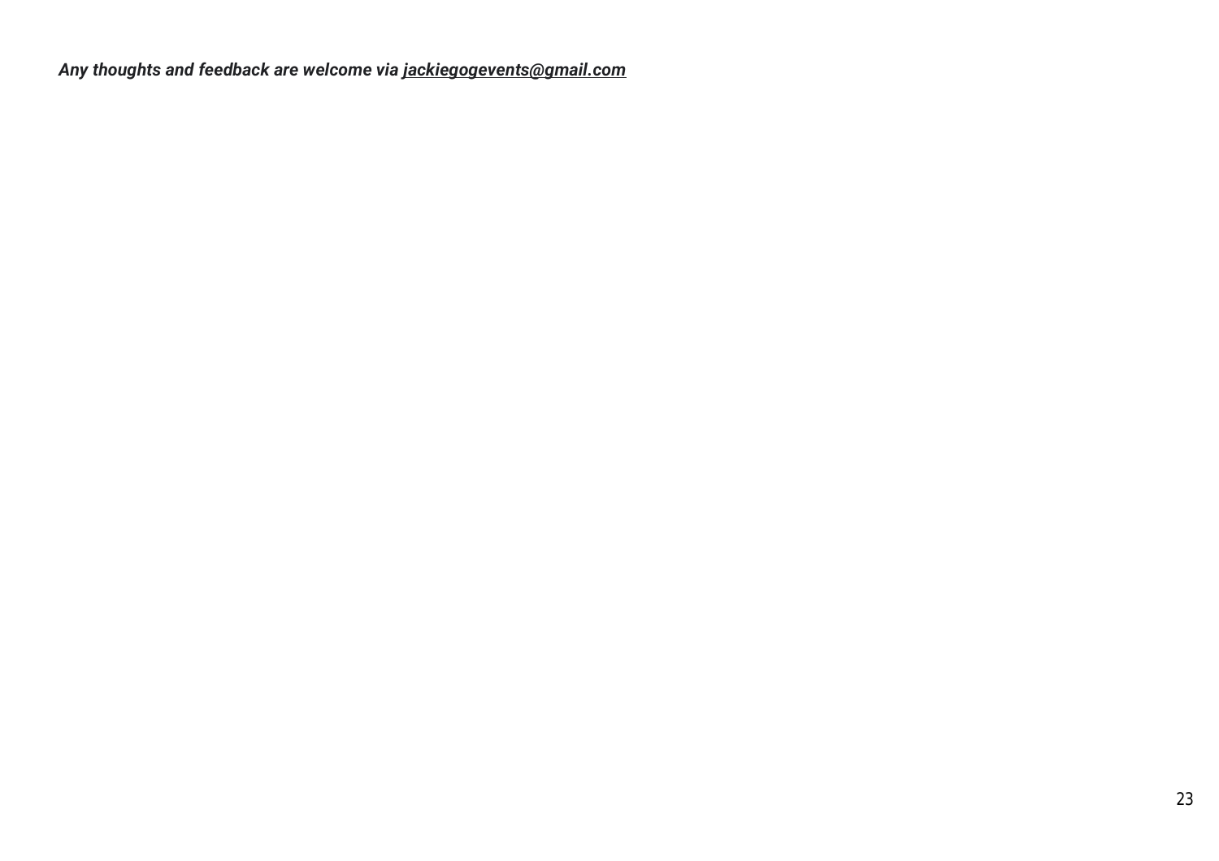***Any thoughts and feedback are welcome via jackiegogevents@gmail.com***